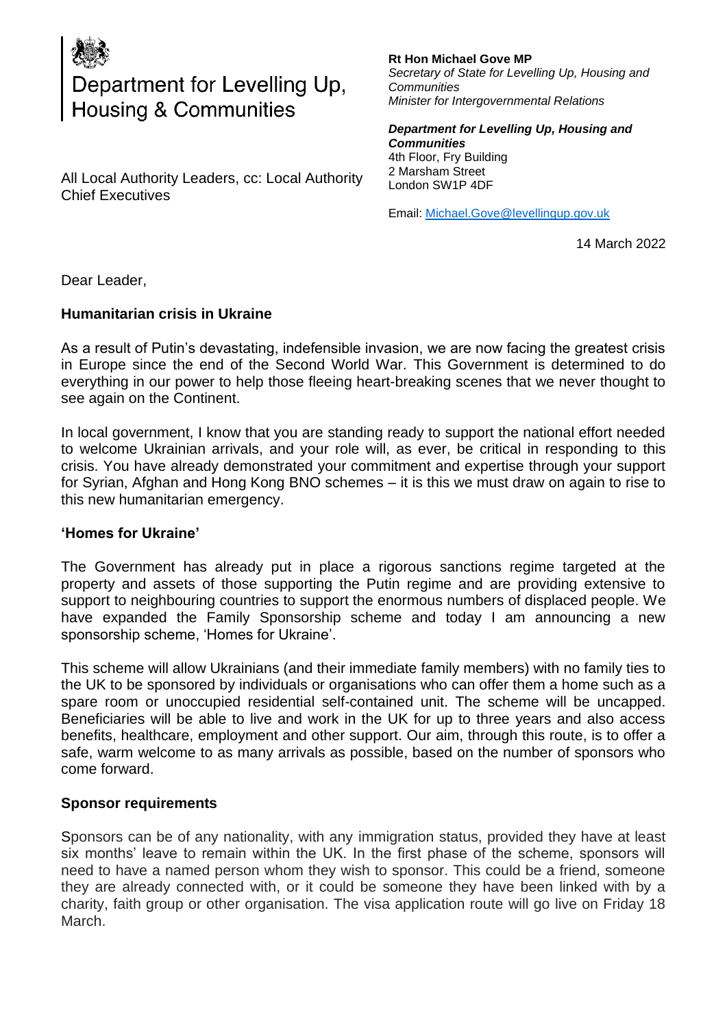Department for Levelling Up, Housing & Communities

**Rt Hon Michael Gove MP**
*Secretary of State for Levelling Up, Housing and Communities*
*Minister for Intergovernmental Relations*

***Department for Levelling Up, Housing and Communities***
4th Floor, Fry Building
2 Marsham Street
London SW1P 4DF

Email: Michael.Gove@levellingup.gov.uk

All Local Authority Leaders, cc: Local Authority Chief Executives

14 March 2022

Dear Leader,

**Humanitarian crisis in Ukraine**

As a result of Putin's devastating, indefensible invasion, we are now facing the greatest crisis in Europe since the end of the Second World War. This Government is determined to do everything in our power to help those fleeing heart-breaking scenes that we never thought to see again on the Continent.

In local government, I know that you are standing ready to support the national effort needed to welcome Ukrainian arrivals, and your role will, as ever, be critical in responding to this crisis. You have already demonstrated your commitment and expertise through your support for Syrian, Afghan and Hong Kong BNO schemes – it is this we must draw on again to rise to this new humanitarian emergency.

**'Homes for Ukraine'**

The Government has already put in place a rigorous sanctions regime targeted at the property and assets of those supporting the Putin regime and are providing extensive to support to neighbouring countries to support the enormous numbers of displaced people. We have expanded the Family Sponsorship scheme and today I am announcing a new sponsorship scheme, 'Homes for Ukraine'.

This scheme will allow Ukrainians (and their immediate family members) with no family ties to the UK to be sponsored by individuals or organisations who can offer them a home such as a spare room or unoccupied residential self-contained unit. The scheme will be uncapped. Beneficiaries will be able to live and work in the UK for up to three years and also access benefits, healthcare, employment and other support. Our aim, through this route, is to offer a safe, warm welcome to as many arrivals as possible, based on the number of sponsors who come forward.

**Sponsor requirements**

Sponsors can be of any nationality, with any immigration status, provided they have at least six months' leave to remain within the UK. In the first phase of the scheme, sponsors will need to have a named person whom they wish to sponsor. This could be a friend, someone they are already connected with, or it could be someone they have been linked with by a charity, faith group or other organisation. The visa application route will go live on Friday 18 March.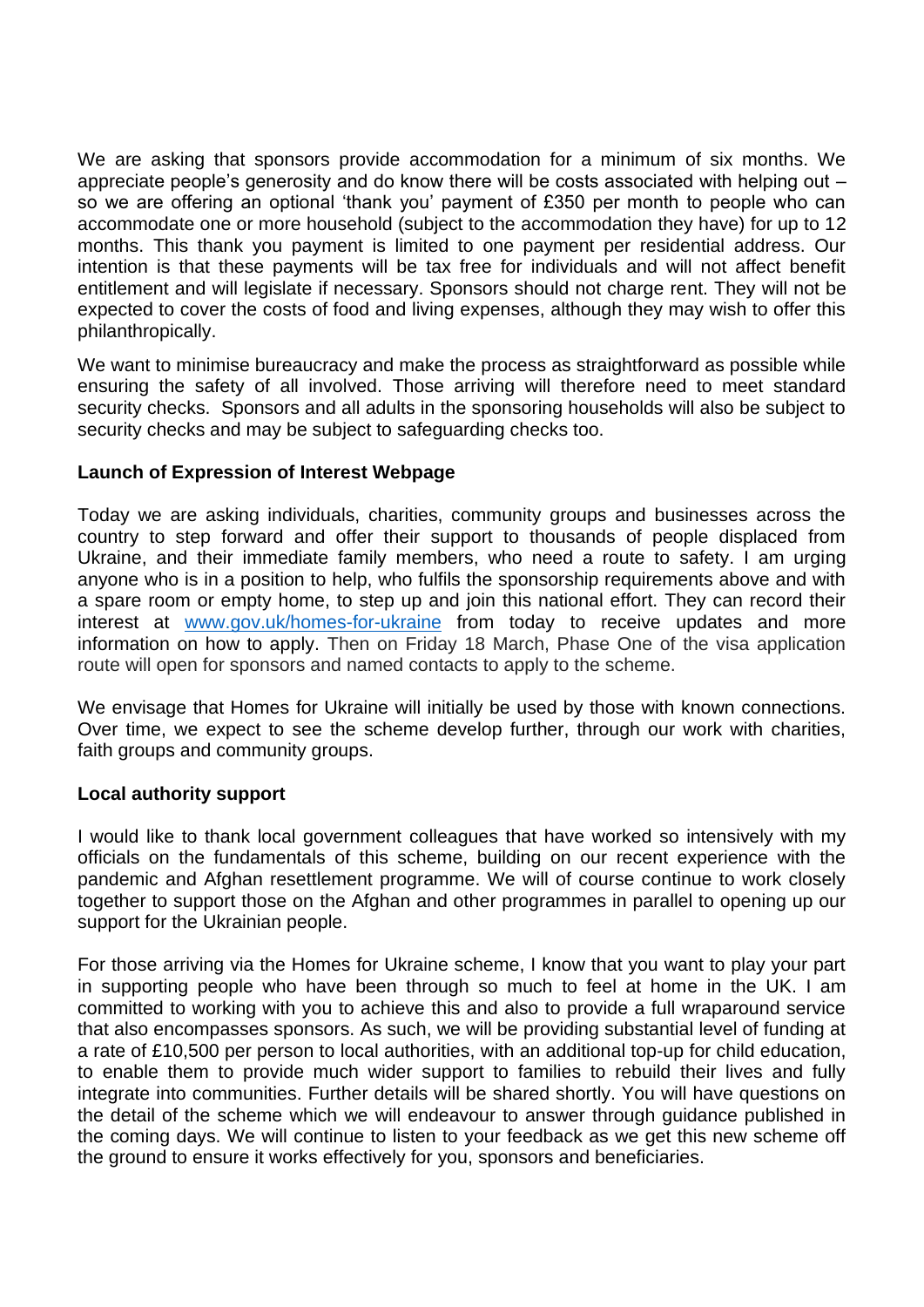We are asking that sponsors provide accommodation for a minimum of six months. We appreciate people's generosity and do know there will be costs associated with helping out – so we are offering an optional 'thank you' payment of £350 per month to people who can accommodate one or more household (subject to the accommodation they have) for up to 12 months. This thank you payment is limited to one payment per residential address. Our intention is that these payments will be tax free for individuals and will not affect benefit entitlement and will legislate if necessary. Sponsors should not charge rent. They will not be expected to cover the costs of food and living expenses, although they may wish to offer this philanthropically.

We want to minimise bureaucracy and make the process as straightforward as possible while ensuring the safety of all involved. Those arriving will therefore need to meet standard security checks. Sponsors and all adults in the sponsoring households will also be subject to security checks and may be subject to safeguarding checks too.

**Launch of Expression of Interest Webpage**

Today we are asking individuals, charities, community groups and businesses across the country to step forward and offer their support to thousands of people displaced from Ukraine, and their immediate family members, who need a route to safety. I am urging anyone who is in a position to help, who fulfils the sponsorship requirements above and with a spare room or empty home, to step up and join this national effort. They can record their interest at [www.gov.uk/homes-for-ukraine](http://www.gov.uk/homes-for-ukraine) from today to receive updates and more information on how to apply. Then on Friday 18 March, Phase One of the visa application route will open for sponsors and named contacts to apply to the scheme.

We envisage that Homes for Ukraine will initially be used by those with known connections. Over time, we expect to see the scheme develop further, through our work with charities, faith groups and community groups.

**Local authority support**

I would like to thank local government colleagues that have worked so intensively with my officials on the fundamentals of this scheme, building on our recent experience with the pandemic and Afghan resettlement programme. We will of course continue to work closely together to support those on the Afghan and other programmes in parallel to opening up our support for the Ukrainian people.

For those arriving via the Homes for Ukraine scheme, I know that you want to play your part in supporting people who have been through so much to feel at home in the UK. I am committed to working with you to achieve this and also to provide a full wraparound service that also encompasses sponsors. As such, we will be providing substantial level of funding at a rate of £10,500 per person to local authorities, with an additional top-up for child education, to enable them to provide much wider support to families to rebuild their lives and fully integrate into communities. Further details will be shared shortly. You will have questions on the detail of the scheme which we will endeavour to answer through guidance published in the coming days. We will continue to listen to your feedback as we get this new scheme off the ground to ensure it works effectively for you, sponsors and beneficiaries.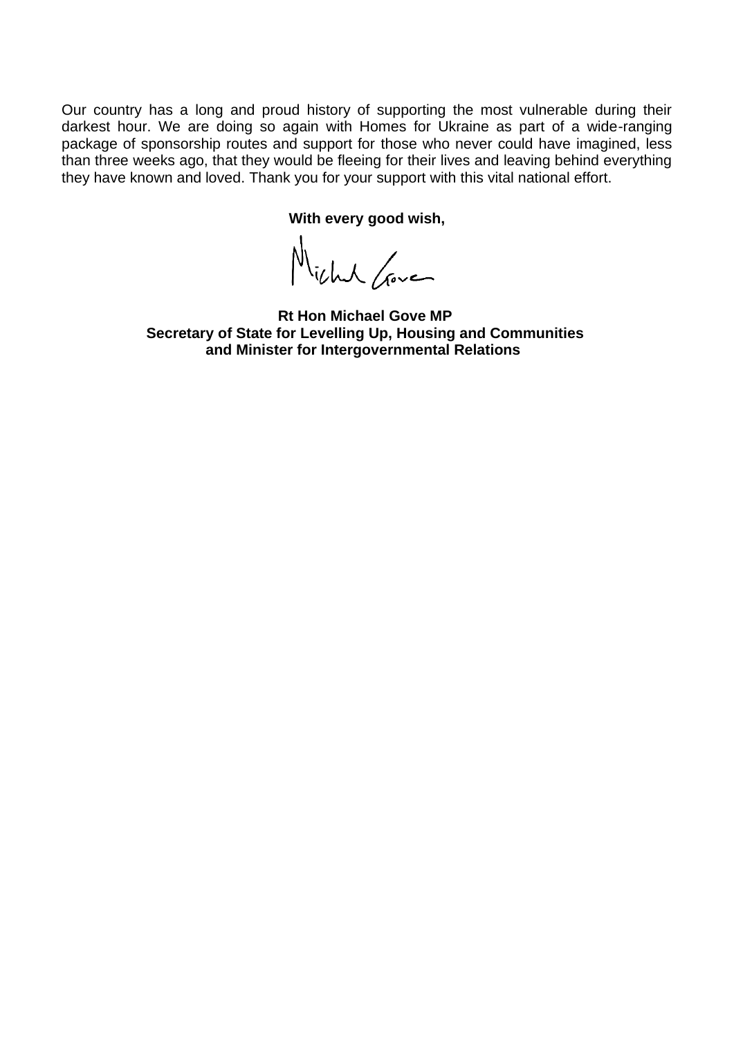Our country has a long and proud history of supporting the most vulnerable during their darkest hour. We are doing so again with Homes for Ukraine as part of a wide-ranging package of sponsorship routes and support for those who never could have imagined, less than three weeks ago, that they would be fleeing for their lives and leaving behind everything they have known and loved. Thank you for your support with this vital national effort.

**With every good wish,**

Michael Gove

**Rt Hon Michael Gove MP**
**Secretary of State for Levelling Up, Housing and Communities**
**and Minister for Intergovernmental Relations**